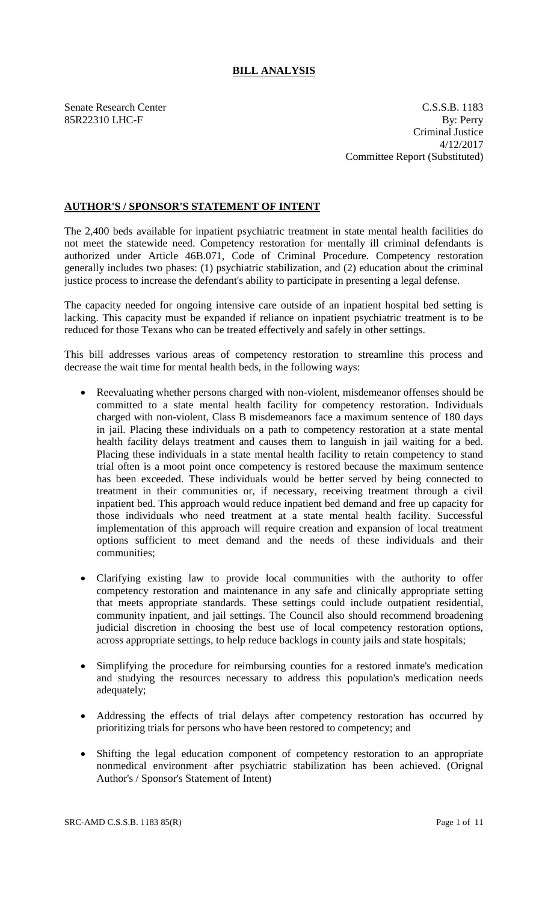# BILL ANALYSIS

Senate Research Center
85R22310 LHC-F

C.S.S.B. 1183
By: Perry
Criminal Justice
4/12/2017
Committee Report (Substituted)

## AUTHOR'S / SPONSOR'S STATEMENT OF INTENT

The 2,400 beds available for inpatient psychiatric treatment in state mental health facilities do not meet the statewide need. Competency restoration for mentally ill criminal defendants is authorized under Article 46B.071, Code of Criminal Procedure. Competency restoration generally includes two phases: (1) psychiatric stabilization, and (2) education about the criminal justice process to increase the defendant's ability to participate in presenting a legal defense.

The capacity needed for ongoing intensive care outside of an inpatient hospital bed setting is lacking. This capacity must be expanded if reliance on inpatient psychiatric treatment is to be reduced for those Texans who can be treated effectively and safely in other settings.

This bill addresses various areas of competency restoration to streamline this process and decrease the wait time for mental health beds, in the following ways:

- Reevaluating whether persons charged with non-violent, misdemeanor offenses should be committed to a state mental health facility for competency restoration. Individuals charged with non-violent, Class B misdemeanors face a maximum sentence of 180 days in jail. Placing these individuals on a path to competency restoration at a state mental health facility delays treatment and causes them to languish in jail waiting for a bed. Placing these individuals in a state mental health facility to retain competency to stand trial often is a moot point once competency is restored because the maximum sentence has been exceeded. These individuals would be better served by being connected to treatment in their communities or, if necessary, receiving treatment through a civil inpatient bed. This approach would reduce inpatient bed demand and free up capacity for those individuals who need treatment at a state mental health facility. Successful implementation of this approach will require creation and expansion of local treatment options sufficient to meet demand and the needs of these individuals and their communities;

- Clarifying existing law to provide local communities with the authority to offer competency restoration and maintenance in any safe and clinically appropriate setting that meets appropriate standards. These settings could include outpatient residential, community inpatient, and jail settings. The Council also should recommend broadening judicial discretion in choosing the best use of local competency restoration options, across appropriate settings, to help reduce backlogs in county jails and state hospitals;

- Simplifying the procedure for reimbursing counties for a restored inmate's medication and studying the resources necessary to address this population's medication needs adequately;

- Addressing the effects of trial delays after competency restoration has occurred by prioritizing trials for persons who have been restored to competency; and

- Shifting the legal education component of competency restoration to an appropriate nonmedical environment after psychiatric stabilization has been achieved. (Orignal Author's / Sponsor's Statement of Intent)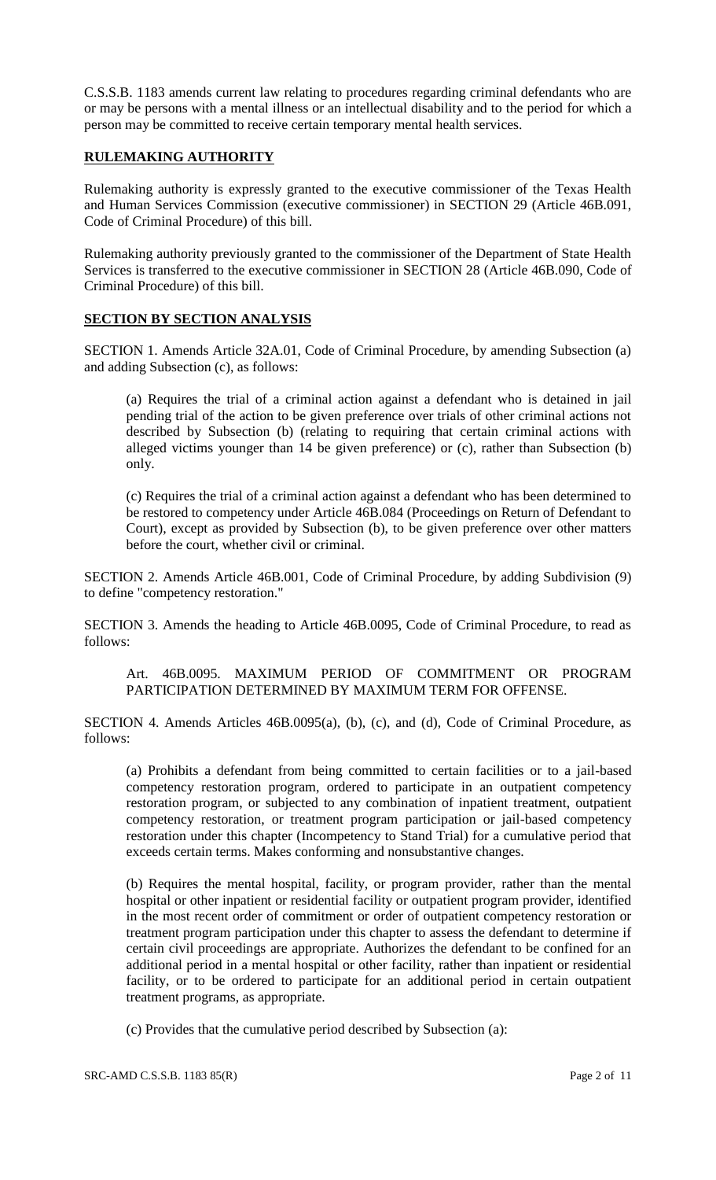C.S.S.B. 1183 amends current law relating to procedures regarding criminal defendants who are or may be persons with a mental illness or an intellectual disability and to the period for which a person may be committed to receive certain temporary mental health services.

## RULEMAKING AUTHORITY

Rulemaking authority is expressly granted to the executive commissioner of the Texas Health and Human Services Commission (executive commissioner) in SECTION 29 (Article 46B.091, Code of Criminal Procedure) of this bill.

Rulemaking authority previously granted to the commissioner of the Department of State Health Services is transferred to the executive commissioner in SECTION 28 (Article 46B.090, Code of Criminal Procedure) of this bill.

## SECTION BY SECTION ANALYSIS

SECTION 1. Amends Article 32A.01, Code of Criminal Procedure, by amending Subsection (a) and adding Subsection (c), as follows:

(a) Requires the trial of a criminal action against a defendant who is detained in jail pending trial of the action to be given preference over trials of other criminal actions not described by Subsection (b) (relating to requiring that certain criminal actions with alleged victims younger than 14 be given preference) or (c), rather than Subsection (b) only.

(c) Requires the trial of a criminal action against a defendant who has been determined to be restored to competency under Article 46B.084 (Proceedings on Return of Defendant to Court), except as provided by Subsection (b), to be given preference over other matters before the court, whether civil or criminal.

SECTION 2. Amends Article 46B.001, Code of Criminal Procedure, by adding Subdivision (9) to define "competency restoration."

SECTION 3. Amends the heading to Article 46B.0095, Code of Criminal Procedure, to read as follows:

Art. 46B.0095. MAXIMUM PERIOD OF COMMITMENT OR PROGRAM PARTICIPATION DETERMINED BY MAXIMUM TERM FOR OFFENSE.

SECTION 4. Amends Articles 46B.0095(a), (b), (c), and (d), Code of Criminal Procedure, as follows:

(a) Prohibits a defendant from being committed to certain facilities or to a jail-based competency restoration program, ordered to participate in an outpatient competency restoration program, or subjected to any combination of inpatient treatment, outpatient competency restoration, or treatment program participation or jail-based competency restoration under this chapter (Incompetency to Stand Trial) for a cumulative period that exceeds certain terms. Makes conforming and nonsubstantive changes.

(b) Requires the mental hospital, facility, or program provider, rather than the mental hospital or other inpatient or residential facility or outpatient program provider, identified in the most recent order of commitment or order of outpatient competency restoration or treatment program participation under this chapter to assess the defendant to determine if certain civil proceedings are appropriate. Authorizes the defendant to be confined for an additional period in a mental hospital or other facility, rather than inpatient or residential facility, or to be ordered to participate for an additional period in certain outpatient treatment programs, as appropriate.

(c) Provides that the cumulative period described by Subsection (a):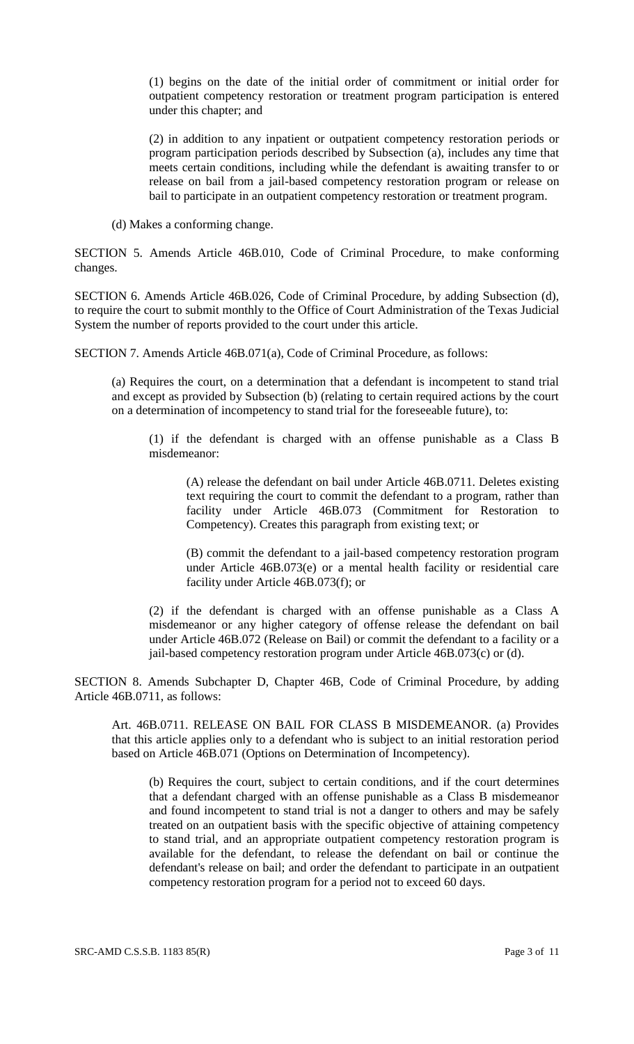(1) begins on the date of the initial order of commitment or initial order for outpatient competency restoration or treatment program participation is entered under this chapter; and

(2) in addition to any inpatient or outpatient competency restoration periods or program participation periods described by Subsection (a), includes any time that meets certain conditions, including while the defendant is awaiting transfer to or release on bail from a jail-based competency restoration program or release on bail to participate in an outpatient competency restoration or treatment program.

(d) Makes a conforming change.

SECTION 5. Amends Article 46B.010, Code of Criminal Procedure, to make conforming changes.

SECTION 6. Amends Article 46B.026, Code of Criminal Procedure, by adding Subsection (d), to require the court to submit monthly to the Office of Court Administration of the Texas Judicial System the number of reports provided to the court under this article.

SECTION 7. Amends Article 46B.071(a), Code of Criminal Procedure, as follows:

(a) Requires the court, on a determination that a defendant is incompetent to stand trial and except as provided by Subsection (b) (relating to certain required actions by the court on a determination of incompetency to stand trial for the foreseeable future), to:

(1) if the defendant is charged with an offense punishable as a Class B misdemeanor:

(A) release the defendant on bail under Article 46B.0711. Deletes existing text requiring the court to commit the defendant to a program, rather than facility under Article 46B.073 (Commitment for Restoration to Competency). Creates this paragraph from existing text; or

(B) commit the defendant to a jail-based competency restoration program under Article 46B.073(e) or a mental health facility or residential care facility under Article 46B.073(f); or

(2) if the defendant is charged with an offense punishable as a Class A misdemeanor or any higher category of offense release the defendant on bail under Article 46B.072 (Release on Bail) or commit the defendant to a facility or a jail-based competency restoration program under Article 46B.073(c) or (d).

SECTION 8. Amends Subchapter D, Chapter 46B, Code of Criminal Procedure, by adding Article 46B.0711, as follows:

Art. 46B.0711. RELEASE ON BAIL FOR CLASS B MISDEMEANOR. (a) Provides that this article applies only to a defendant who is subject to an initial restoration period based on Article 46B.071 (Options on Determination of Incompetency).

(b) Requires the court, subject to certain conditions, and if the court determines that a defendant charged with an offense punishable as a Class B misdemeanor and found incompetent to stand trial is not a danger to others and may be safely treated on an outpatient basis with the specific objective of attaining competency to stand trial, and an appropriate outpatient competency restoration program is available for the defendant, to release the defendant on bail or continue the defendant's release on bail; and order the defendant to participate in an outpatient competency restoration program for a period not to exceed 60 days.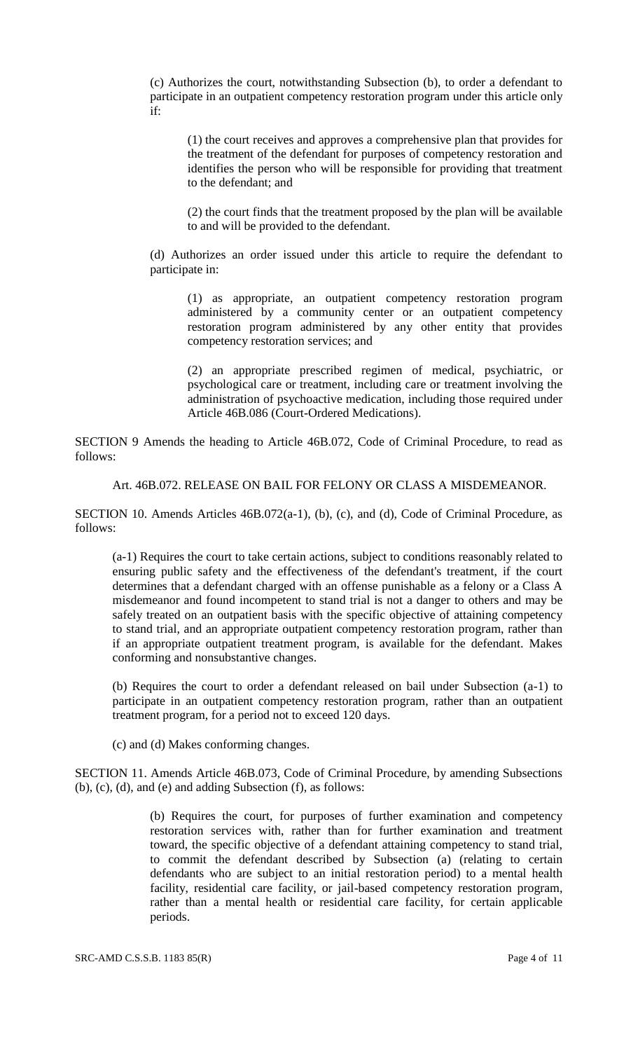(c) Authorizes the court, notwithstanding Subsection (b), to order a defendant to participate in an outpatient competency restoration program under this article only if:

(1) the court receives and approves a comprehensive plan that provides for the treatment of the defendant for purposes of competency restoration and identifies the person who will be responsible for providing that treatment to the defendant; and

(2) the court finds that the treatment proposed by the plan will be available to and will be provided to the defendant.

(d) Authorizes an order issued under this article to require the defendant to participate in:

(1) as appropriate, an outpatient competency restoration program administered by a community center or an outpatient competency restoration program administered by any other entity that provides competency restoration services; and

(2) an appropriate prescribed regimen of medical, psychiatric, or psychological care or treatment, including care or treatment involving the administration of psychoactive medication, including those required under Article 46B.086 (Court-Ordered Medications).

SECTION 9 Amends the heading to Article 46B.072, Code of Criminal Procedure, to read as follows:

Art. 46B.072. RELEASE ON BAIL FOR FELONY OR CLASS A MISDEMEANOR.

SECTION 10. Amends Articles 46B.072(a-1), (b), (c), and (d), Code of Criminal Procedure, as follows:

(a-1) Requires the court to take certain actions, subject to conditions reasonably related to ensuring public safety and the effectiveness of the defendant's treatment, if the court determines that a defendant charged with an offense punishable as a felony or a Class A misdemeanor and found incompetent to stand trial is not a danger to others and may be safely treated on an outpatient basis with the specific objective of attaining competency to stand trial, and an appropriate outpatient competency restoration program, rather than if an appropriate outpatient treatment program, is available for the defendant. Makes conforming and nonsubstantive changes.

(b) Requires the court to order a defendant released on bail under Subsection (a-1) to participate in an outpatient competency restoration program, rather than an outpatient treatment program, for a period not to exceed 120 days.

(c) and (d) Makes conforming changes.

SECTION 11. Amends Article 46B.073, Code of Criminal Procedure, by amending Subsections (b), (c), (d), and (e) and adding Subsection (f), as follows:

(b) Requires the court, for purposes of further examination and competency restoration services with, rather than for further examination and treatment toward, the specific objective of a defendant attaining competency to stand trial, to commit the defendant described by Subsection (a) (relating to certain defendants who are subject to an initial restoration period) to a mental health facility, residential care facility, or jail-based competency restoration program, rather than a mental health or residential care facility, for certain applicable periods.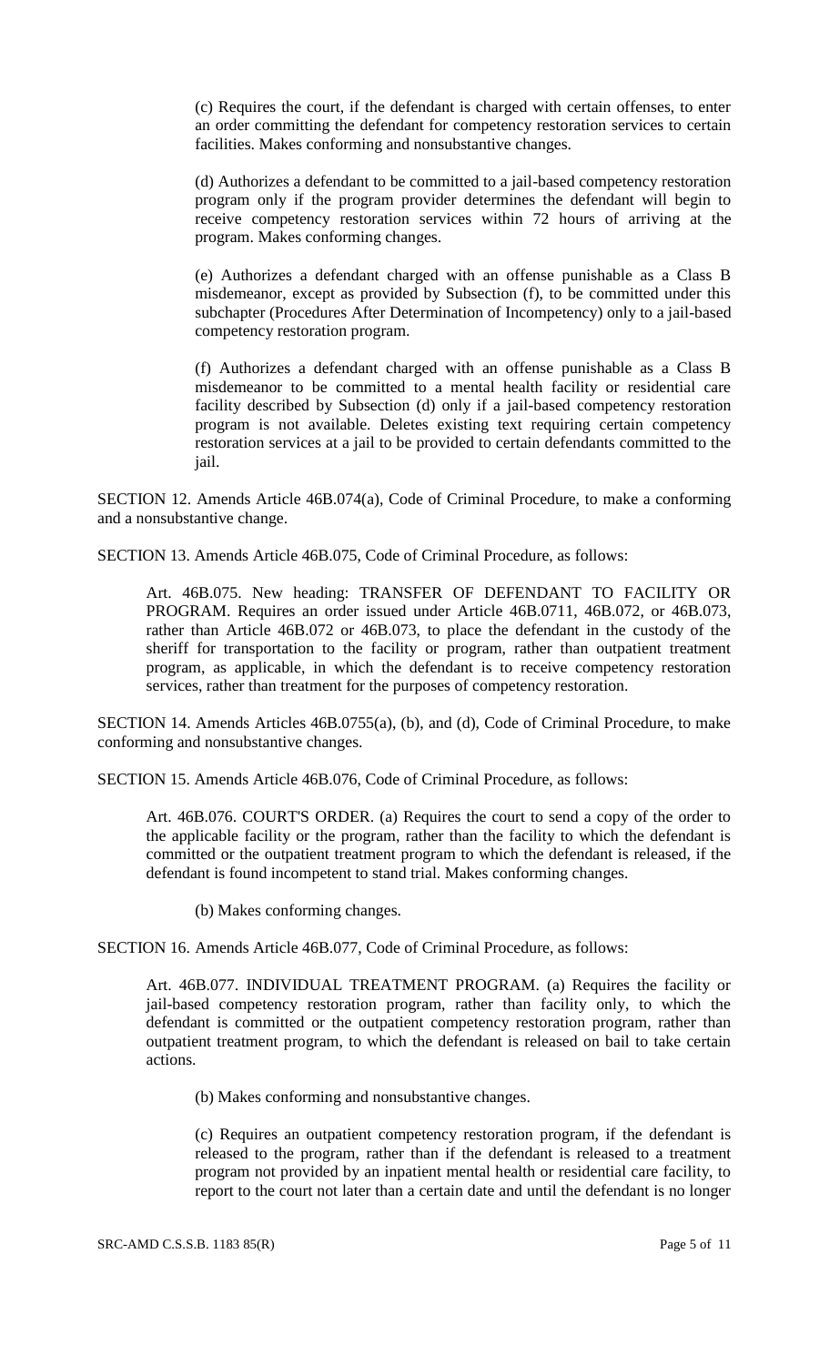(c) Requires the court, if the defendant is charged with certain offenses, to enter an order committing the defendant for competency restoration services to certain facilities. Makes conforming and nonsubstantive changes.

(d) Authorizes a defendant to be committed to a jail-based competency restoration program only if the program provider determines the defendant will begin to receive competency restoration services within 72 hours of arriving at the program. Makes conforming changes.

(e) Authorizes a defendant charged with an offense punishable as a Class B misdemeanor, except as provided by Subsection (f), to be committed under this subchapter (Procedures After Determination of Incompetency) only to a jail-based competency restoration program.

(f) Authorizes a defendant charged with an offense punishable as a Class B misdemeanor to be committed to a mental health facility or residential care facility described by Subsection (d) only if a jail-based competency restoration program is not available. Deletes existing text requiring certain competency restoration services at a jail to be provided to certain defendants committed to the jail.

SECTION 12. Amends Article 46B.074(a), Code of Criminal Procedure, to make a conforming and a nonsubstantive change.

SECTION 13. Amends Article 46B.075, Code of Criminal Procedure, as follows:

Art. 46B.075. New heading: TRANSFER OF DEFENDANT TO FACILITY OR PROGRAM. Requires an order issued under Article 46B.0711, 46B.072, or 46B.073, rather than Article 46B.072 or 46B.073, to place the defendant in the custody of the sheriff for transportation to the facility or program, rather than outpatient treatment program, as applicable, in which the defendant is to receive competency restoration services, rather than treatment for the purposes of competency restoration.

SECTION 14. Amends Articles 46B.0755(a), (b), and (d), Code of Criminal Procedure, to make conforming and nonsubstantive changes.

SECTION 15. Amends Article 46B.076, Code of Criminal Procedure, as follows:

Art. 46B.076. COURT'S ORDER. (a) Requires the court to send a copy of the order to the applicable facility or the program, rather than the facility to which the defendant is committed or the outpatient treatment program to which the defendant is released, if the defendant is found incompetent to stand trial. Makes conforming changes.

(b) Makes conforming changes.

SECTION 16. Amends Article 46B.077, Code of Criminal Procedure, as follows:

Art. 46B.077. INDIVIDUAL TREATMENT PROGRAM. (a) Requires the facility or jail-based competency restoration program, rather than facility only, to which the defendant is committed or the outpatient competency restoration program, rather than outpatient treatment program, to which the defendant is released on bail to take certain actions.

(b) Makes conforming and nonsubstantive changes.

(c) Requires an outpatient competency restoration program, if the defendant is released to the program, rather than if the defendant is released to a treatment program not provided by an inpatient mental health or residential care facility, to report to the court not later than a certain date and until the defendant is no longer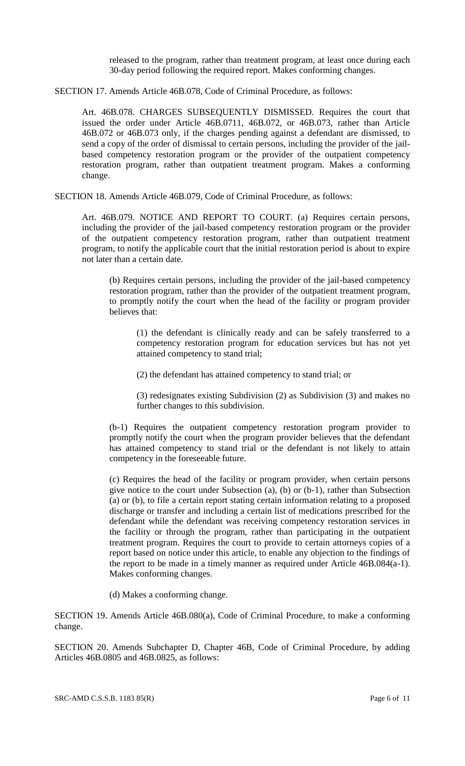released to the program, rather than treatment program, at least once during each 30-day period following the required report. Makes conforming changes.

SECTION 17. Amends Article 46B.078, Code of Criminal Procedure, as follows:

Art. 46B.078. CHARGES SUBSEQUENTLY DISMISSED. Requires the court that issued the order under Article 46B.0711, 46B.072, or 46B.073, rather than Article 46B.072 or 46B.073 only, if the charges pending against a defendant are dismissed, to send a copy of the order of dismissal to certain persons, including the provider of the jail-based competency restoration program or the provider of the outpatient competency restoration program, rather than outpatient treatment program. Makes a conforming change.

SECTION 18. Amends Article 46B.079, Code of Criminal Procedure, as follows:

Art. 46B.079. NOTICE AND REPORT TO COURT. (a) Requires certain persons, including the provider of the jail-based competency restoration program or the provider of the outpatient competency restoration program, rather than outpatient treatment program, to notify the applicable court that the initial restoration period is about to expire not later than a certain date.

(b) Requires certain persons, including the provider of the jail-based competency restoration program, rather than the provider of the outpatient treatment program, to promptly notify the court when the head of the facility or program provider believes that:

(1) the defendant is clinically ready and can be safely transferred to a competency restoration program for education services but has not yet attained competency to stand trial;

(2) the defendant has attained competency to stand trial; or

(3) redesignates existing Subdivision (2) as Subdivision (3) and makes no further changes to this subdivision.

(b-1) Requires the outpatient competency restoration program provider to promptly notify the court when the program provider believes that the defendant has attained competency to stand trial or the defendant is not likely to attain competency in the foreseeable future.

(c) Requires the head of the facility or program provider, when certain persons give notice to the court under Subsection (a), (b) or (b-1), rather than Subsection (a) or (b), to file a certain report stating certain information relating to a proposed discharge or transfer and including a certain list of medications prescribed for the defendant while the defendant was receiving competency restoration services in the facility or through the program, rather than participating in the outpatient treatment program. Requires the court to provide to certain attorneys copies of a report based on notice under this article, to enable any objection to the findings of the report to be made in a timely manner as required under Article 46B.084(a-1). Makes conforming changes.

(d) Makes a conforming change.

SECTION 19. Amends Article 46B.080(a), Code of Criminal Procedure, to make a conforming change.

SECTION 20. Amends Subchapter D, Chapter 46B, Code of Criminal Procedure, by adding Articles 46B.0805 and 46B.0825, as follows: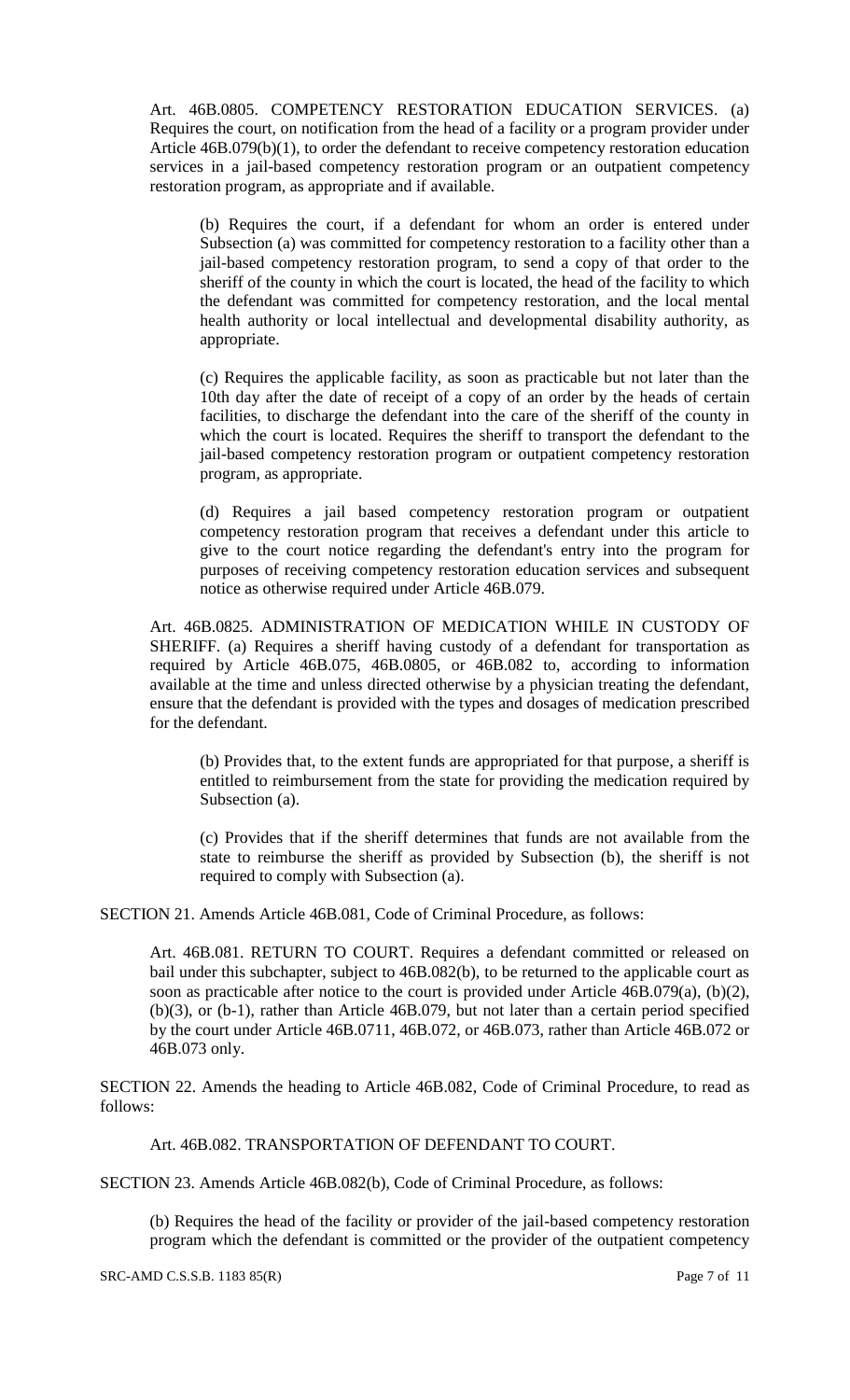Art. 46B.0805. COMPETENCY RESTORATION EDUCATION SERVICES. (a) Requires the court, on notification from the head of a facility or a program provider under Article 46B.079(b)(1), to order the defendant to receive competency restoration education services in a jail-based competency restoration program or an outpatient competency restoration program, as appropriate and if available.

(b) Requires the court, if a defendant for whom an order is entered under Subsection (a) was committed for competency restoration to a facility other than a jail-based competency restoration program, to send a copy of that order to the sheriff of the county in which the court is located, the head of the facility to which the defendant was committed for competency restoration, and the local mental health authority or local intellectual and developmental disability authority, as appropriate.

(c) Requires the applicable facility, as soon as practicable but not later than the 10th day after the date of receipt of a copy of an order by the heads of certain facilities, to discharge the defendant into the care of the sheriff of the county in which the court is located. Requires the sheriff to transport the defendant to the jail-based competency restoration program or outpatient competency restoration program, as appropriate.

(d) Requires a jail based competency restoration program or outpatient competency restoration program that receives a defendant under this article to give to the court notice regarding the defendant's entry into the program for purposes of receiving competency restoration education services and subsequent notice as otherwise required under Article 46B.079.

Art. 46B.0825. ADMINISTRATION OF MEDICATION WHILE IN CUSTODY OF SHERIFF. (a) Requires a sheriff having custody of a defendant for transportation as required by Article 46B.075, 46B.0805, or 46B.082 to, according to information available at the time and unless directed otherwise by a physician treating the defendant, ensure that the defendant is provided with the types and dosages of medication prescribed for the defendant.

(b) Provides that, to the extent funds are appropriated for that purpose, a sheriff is entitled to reimbursement from the state for providing the medication required by Subsection (a).

(c) Provides that if the sheriff determines that funds are not available from the state to reimburse the sheriff as provided by Subsection (b), the sheriff is not required to comply with Subsection (a).

SECTION 21. Amends Article 46B.081, Code of Criminal Procedure, as follows:

Art. 46B.081. RETURN TO COURT. Requires a defendant committed or released on bail under this subchapter, subject to 46B.082(b), to be returned to the applicable court as soon as practicable after notice to the court is provided under Article 46B.079(a), (b)(2), (b)(3), or (b-1), rather than Article 46B.079, but not later than a certain period specified by the court under Article 46B.0711, 46B.072, or 46B.073, rather than Article 46B.072 or 46B.073 only.

SECTION 22. Amends the heading to Article 46B.082, Code of Criminal Procedure, to read as follows:

Art. 46B.082. TRANSPORTATION OF DEFENDANT TO COURT.

SECTION 23. Amends Article 46B.082(b), Code of Criminal Procedure, as follows:

(b) Requires the head of the facility or provider of the jail-based competency restoration program which the defendant is committed or the provider of the outpatient competency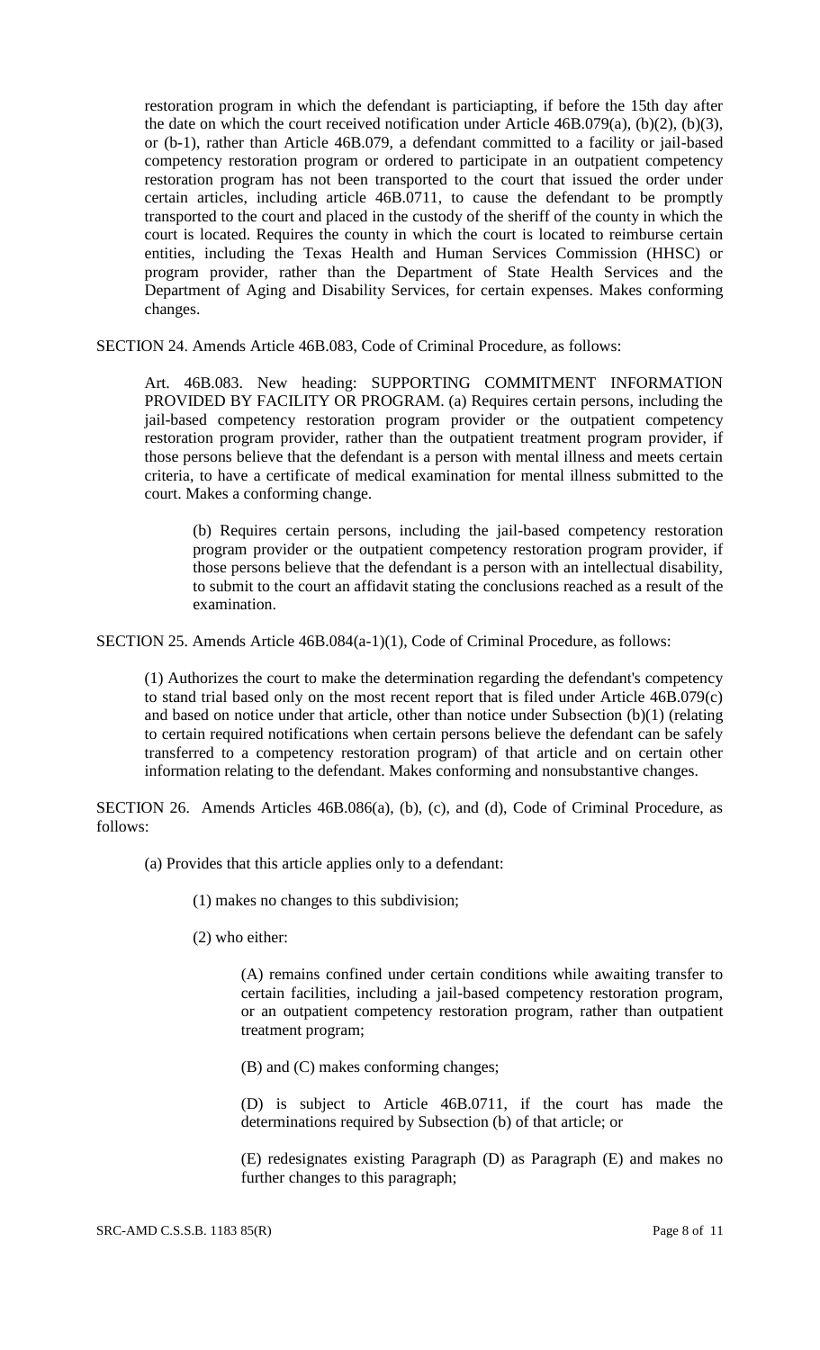restoration program in which the defendant is particiapting, if before the 15th day after the date on which the court received notification under Article 46B.079(a), (b)(2), (b)(3), or (b-1), rather than Article 46B.079, a defendant committed to a facility or jail-based competency restoration program or ordered to participate in an outpatient competency restoration program has not been transported to the court that issued the order under certain articles, including article 46B.0711, to cause the defendant to be promptly transported to the court and placed in the custody of the sheriff of the county in which the court is located. Requires the county in which the court is located to reimburse certain entities, including the Texas Health and Human Services Commission (HHSC) or program provider, rather than the Department of State Health Services and the Department of Aging and Disability Services, for certain expenses. Makes conforming changes.

SECTION 24. Amends Article 46B.083, Code of Criminal Procedure, as follows:

> Art. 46B.083. New heading: SUPPORTING COMMITMENT INFORMATION PROVIDED BY FACILITY OR PROGRAM. (a) Requires certain persons, including the jail-based competency restoration program provider or the outpatient competency restoration program provider, rather than the outpatient treatment program provider, if those persons believe that the defendant is a person with mental illness and meets certain criteria, to have a certificate of medical examination for mental illness submitted to the court. Makes a conforming change.
>
> > (b) Requires certain persons, including the jail-based competency restoration program provider or the outpatient competency restoration program provider, if those persons believe that the defendant is a person with an intellectual disability, to submit to the court an affidavit stating the conclusions reached as a result of the examination.

SECTION 25. Amends Article 46B.084(a-1)(1), Code of Criminal Procedure, as follows:

> (1) Authorizes the court to make the determination regarding the defendant's competency to stand trial based only on the most recent report that is filed under Article 46B.079(c) and based on notice under that article, other than notice under Subsection (b)(1) (relating to certain required notifications when certain persons believe the defendant can be safely transferred to a competency restoration program) of that article and on certain other information relating to the defendant. Makes conforming and nonsubstantive changes.

SECTION 26. Amends Articles 46B.086(a), (b), (c), and (d), Code of Criminal Procedure, as follows:

> (a) Provides that this article applies only to a defendant:
>
> > (1) makes no changes to this subdivision;
> >
> > (2) who either:
> >
> > > (A) remains confined under certain conditions while awaiting transfer to certain facilities, including a jail-based competency restoration program, or an outpatient competency restoration program, rather than outpatient treatment program;
> > >
> > > (B) and (C) makes conforming changes;
> > >
> > > (D) is subject to Article 46B.0711, if the court has made the determinations required by Subsection (b) of that article; or
> > >
> > > (E) redesignates existing Paragraph (D) as Paragraph (E) and makes no further changes to this paragraph;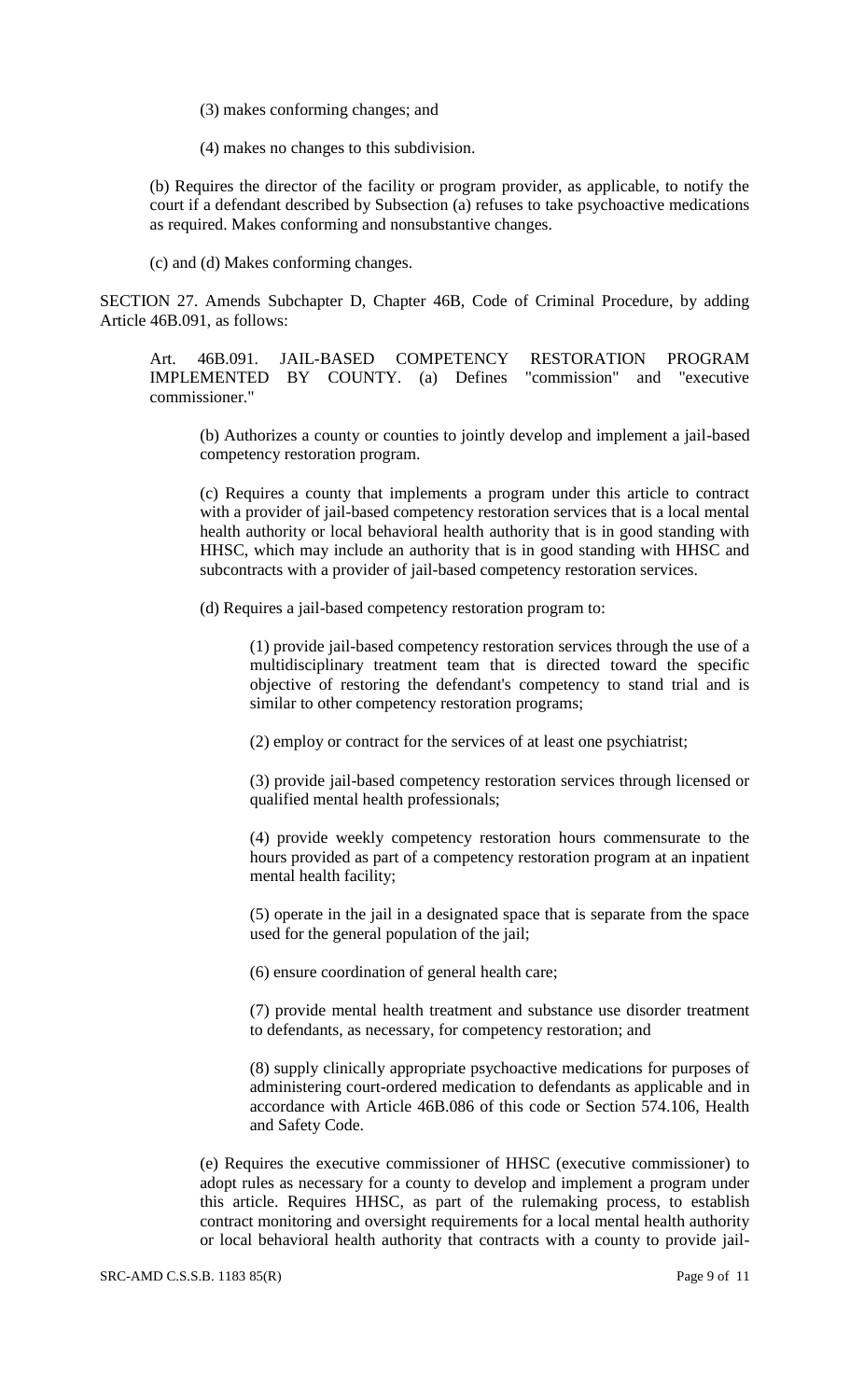(3) makes conforming changes; and

(4) makes no changes to this subdivision.

(b) Requires the director of the facility or program provider, as applicable, to notify the court if a defendant described by Subsection (a) refuses to take psychoactive medications as required. Makes conforming and nonsubstantive changes.

(c) and (d) Makes conforming changes.

SECTION 27. Amends Subchapter D, Chapter 46B, Code of Criminal Procedure, by adding Article 46B.091, as follows:

Art. 46B.091. JAIL-BASED COMPETENCY RESTORATION PROGRAM IMPLEMENTED BY COUNTY. (a) Defines "commission" and "executive commissioner."

(b) Authorizes a county or counties to jointly develop and implement a jail-based competency restoration program.

(c) Requires a county that implements a program under this article to contract with a provider of jail-based competency restoration services that is a local mental health authority or local behavioral health authority that is in good standing with HHSC, which may include an authority that is in good standing with HHSC and subcontracts with a provider of jail-based competency restoration services.

(d) Requires a jail-based competency restoration program to:

(1) provide jail-based competency restoration services through the use of a multidisciplinary treatment team that is directed toward the specific objective of restoring the defendant's competency to stand trial and is similar to other competency restoration programs;

(2) employ or contract for the services of at least one psychiatrist;

(3) provide jail-based competency restoration services through licensed or qualified mental health professionals;

(4) provide weekly competency restoration hours commensurate to the hours provided as part of a competency restoration program at an inpatient mental health facility;

(5) operate in the jail in a designated space that is separate from the space used for the general population of the jail;

(6) ensure coordination of general health care;

(7) provide mental health treatment and substance use disorder treatment to defendants, as necessary, for competency restoration; and

(8) supply clinically appropriate psychoactive medications for purposes of administering court-ordered medication to defendants as applicable and in accordance with Article 46B.086 of this code or Section 574.106, Health and Safety Code.

(e) Requires the executive commissioner of HHSC (executive commissioner) to adopt rules as necessary for a county to develop and implement a program under this article. Requires HHSC, as part of the rulemaking process, to establish contract monitoring and oversight requirements for a local mental health authority or local behavioral health authority that contracts with a county to provide jail-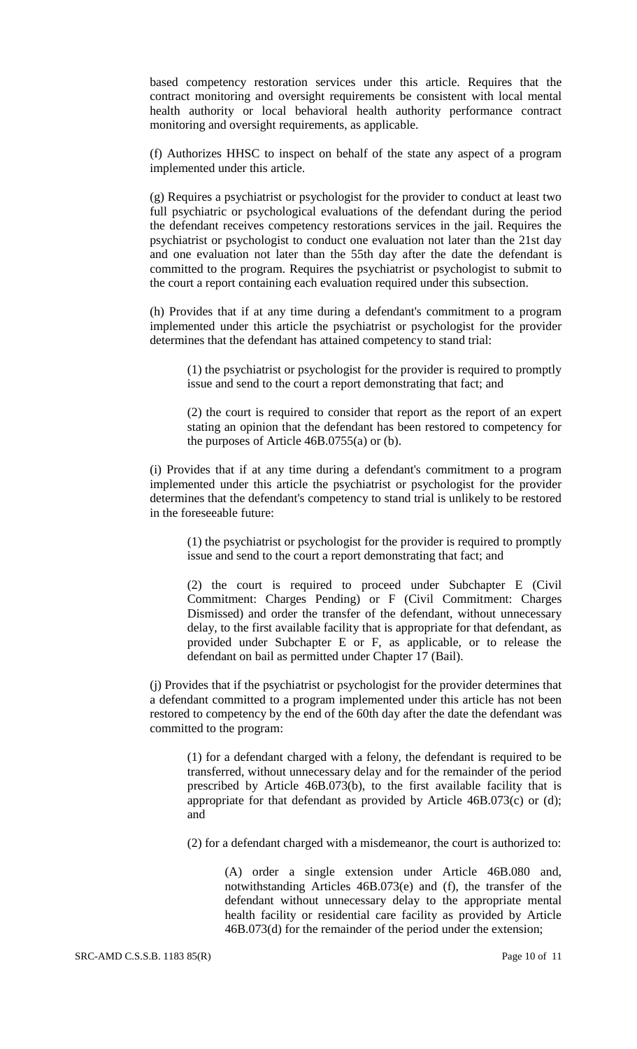based competency restoration services under this article. Requires that the contract monitoring and oversight requirements be consistent with local mental health authority or local behavioral health authority performance contract monitoring and oversight requirements, as applicable.

(f) Authorizes HHSC to inspect on behalf of the state any aspect of a program implemented under this article.

(g) Requires a psychiatrist or psychologist for the provider to conduct at least two full psychiatric or psychological evaluations of the defendant during the period the defendant receives competency restorations services in the jail. Requires the psychiatrist or psychologist to conduct one evaluation not later than the 21st day and one evaluation not later than the 55th day after the date the defendant is committed to the program. Requires the psychiatrist or psychologist to submit to the court a report containing each evaluation required under this subsection.

(h) Provides that if at any time during a defendant's commitment to a program implemented under this article the psychiatrist or psychologist for the provider determines that the defendant has attained competency to stand trial:

(1) the psychiatrist or psychologist for the provider is required to promptly issue and send to the court a report demonstrating that fact; and

(2) the court is required to consider that report as the report of an expert stating an opinion that the defendant has been restored to competency for the purposes of Article 46B.0755(a) or (b).

(i) Provides that if at any time during a defendant's commitment to a program implemented under this article the psychiatrist or psychologist for the provider determines that the defendant's competency to stand trial is unlikely to be restored in the foreseeable future:

(1) the psychiatrist or psychologist for the provider is required to promptly issue and send to the court a report demonstrating that fact; and

(2) the court is required to proceed under Subchapter E (Civil Commitment: Charges Pending) or F (Civil Commitment: Charges Dismissed) and order the transfer of the defendant, without unnecessary delay, to the first available facility that is appropriate for that defendant, as provided under Subchapter E or F, as applicable, or to release the defendant on bail as permitted under Chapter 17 (Bail).

(j) Provides that if the psychiatrist or psychologist for the provider determines that a defendant committed to a program implemented under this article has not been restored to competency by the end of the 60th day after the date the defendant was committed to the program:

(1) for a defendant charged with a felony, the defendant is required to be transferred, without unnecessary delay and for the remainder of the period prescribed by Article 46B.073(b), to the first available facility that is appropriate for that defendant as provided by Article 46B.073(c) or (d); and

(2) for a defendant charged with a misdemeanor, the court is authorized to:

(A) order a single extension under Article 46B.080 and, notwithstanding Articles 46B.073(e) and (f), the transfer of the defendant without unnecessary delay to the appropriate mental health facility or residential care facility as provided by Article 46B.073(d) for the remainder of the period under the extension;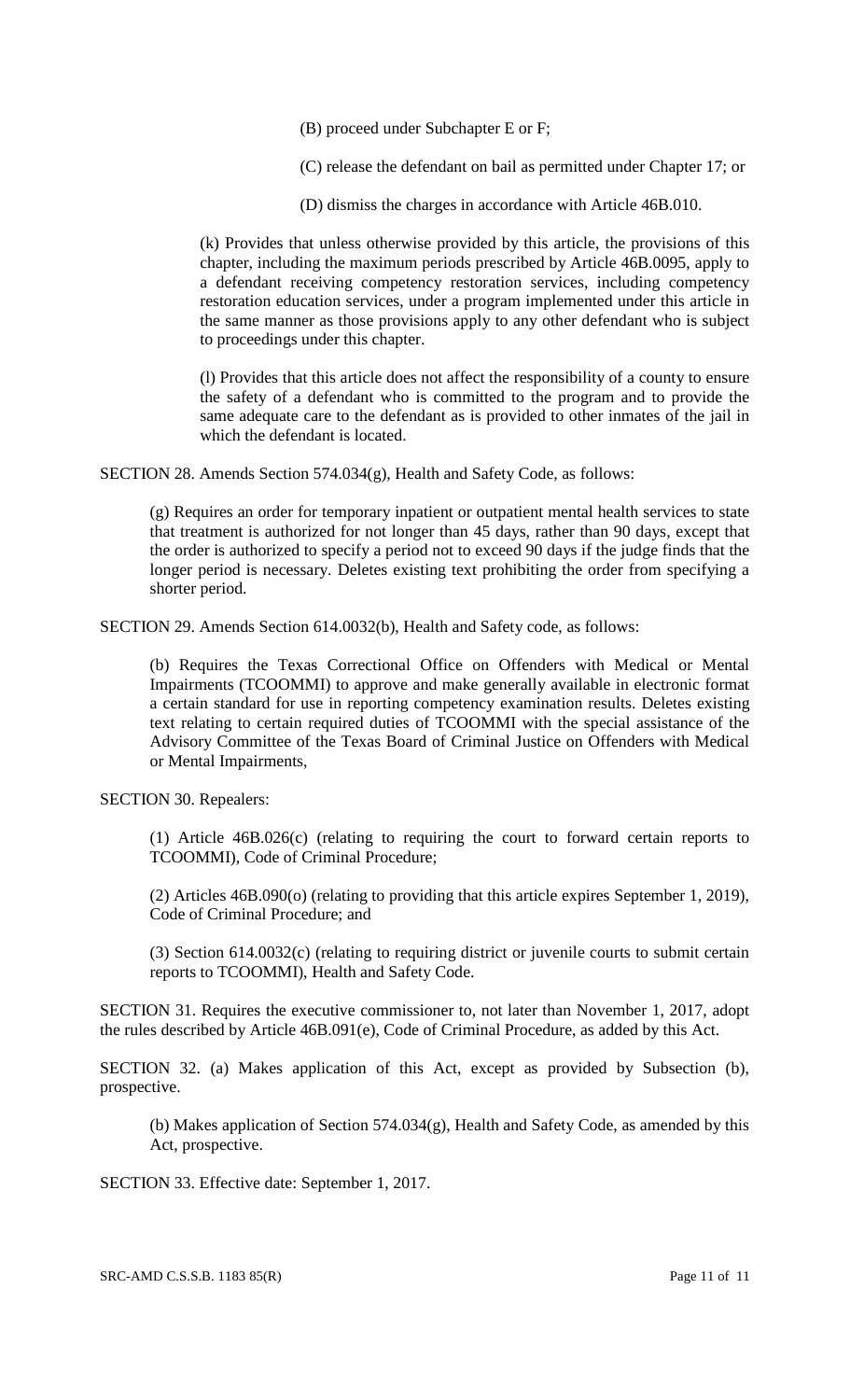(B) proceed under Subchapter E or F;

(C) release the defendant on bail as permitted under Chapter 17; or

(D) dismiss the charges in accordance with Article 46B.010.

(k) Provides that unless otherwise provided by this article, the provisions of this chapter, including the maximum periods prescribed by Article 46B.0095, apply to a defendant receiving competency restoration services, including competency restoration education services, under a program implemented under this article in the same manner as those provisions apply to any other defendant who is subject to proceedings under this chapter.

(l) Provides that this article does not affect the responsibility of a county to ensure the safety of a defendant who is committed to the program and to provide the same adequate care to the defendant as is provided to other inmates of the jail in which the defendant is located.

SECTION 28. Amends Section 574.034(g), Health and Safety Code, as follows:

(g) Requires an order for temporary inpatient or outpatient mental health services to state that treatment is authorized for not longer than 45 days, rather than 90 days, except that the order is authorized to specify a period not to exceed 90 days if the judge finds that the longer period is necessary. Deletes existing text prohibiting the order from specifying a shorter period.

SECTION 29. Amends Section 614.0032(b), Health and Safety code, as follows:

(b) Requires the Texas Correctional Office on Offenders with Medical or Mental Impairments (TCOOMMI) to approve and make generally available in electronic format a certain standard for use in reporting competency examination results. Deletes existing text relating to certain required duties of TCOOMMI with the special assistance of the Advisory Committee of the Texas Board of Criminal Justice on Offenders with Medical or Mental Impairments,

SECTION 30. Repealers:

(1) Article 46B.026(c) (relating to requiring the court to forward certain reports to TCOOMMI), Code of Criminal Procedure;

(2) Articles 46B.090(o) (relating to providing that this article expires September 1, 2019), Code of Criminal Procedure; and

(3) Section 614.0032(c) (relating to requiring district or juvenile courts to submit certain reports to TCOOMMI), Health and Safety Code.

SECTION 31. Requires the executive commissioner to, not later than November 1, 2017, adopt the rules described by Article 46B.091(e), Code of Criminal Procedure, as added by this Act.

SECTION 32. (a) Makes application of this Act, except as provided by Subsection (b), prospective.

(b) Makes application of Section 574.034(g), Health and Safety Code, as amended by this Act, prospective.

SECTION 33. Effective date: September 1, 2017.